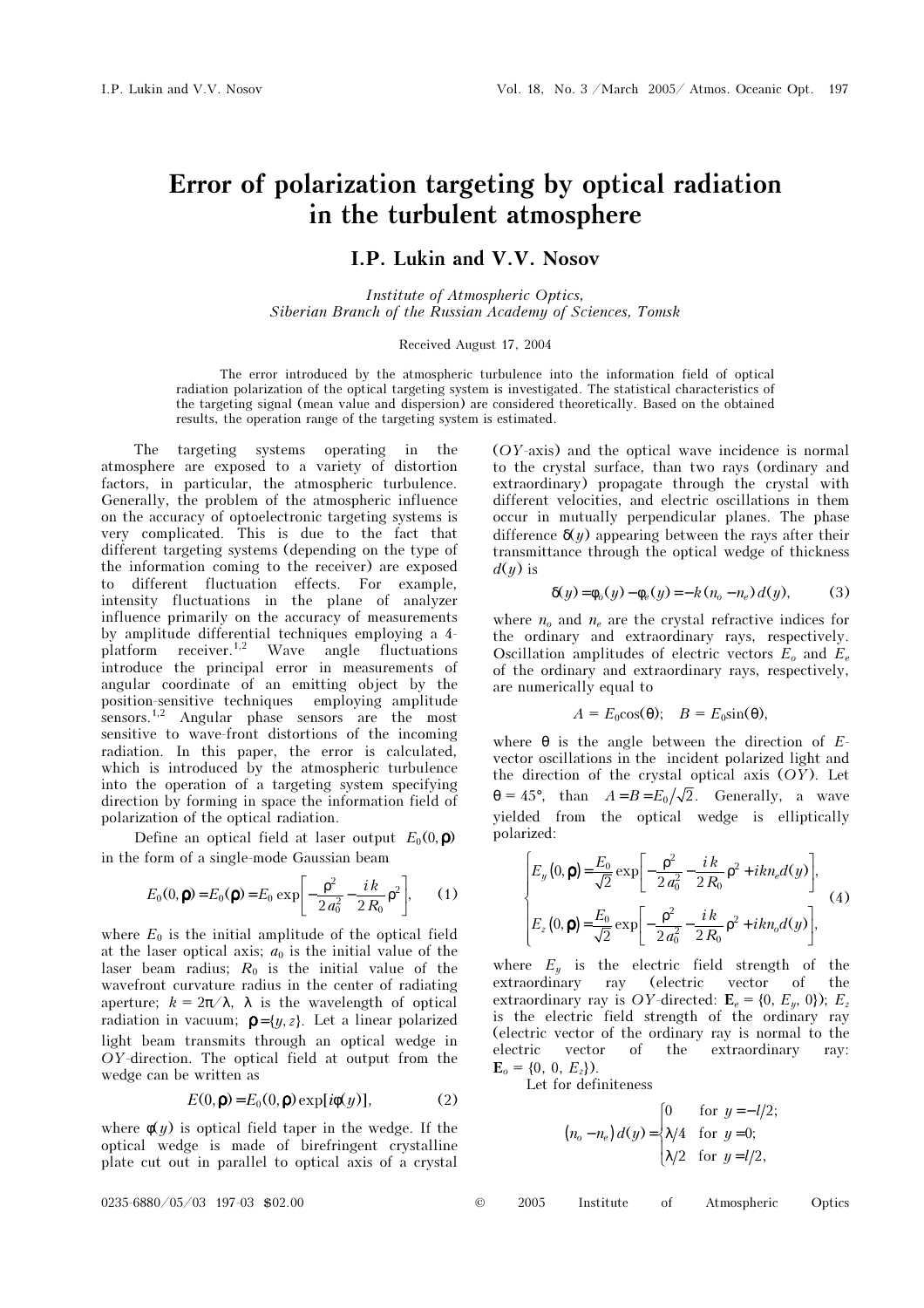# Error of polarization targeting by optical radiation in the turbulent atmosphere

## I.P. Lukin and V.V. Nosov

*Institute of Atmospheric Optics, Siberian Branch of the Russian Academy of Sciences, Tomsk*

Received August 17, 2004

The error introduced by the atmospheric turbulence into the information field of optical radiation polarization of the optical targeting system is investigated. The statistical characteristics of the targeting signal (mean value and dispersion) are considered theoretically. Based on the obtained results, the operation range of the targeting system is estimated.

The targeting systems operating in the atmosphere are exposed to a variety of distortion factors, in particular, the atmospheric turbulence. Generally, the problem of the atmospheric influence on the accuracy of optoelectronic targeting systems is very complicated. This is due to the fact that different targeting systems (depending on the type of the information coming to the receiver) are exposed to different fluctuation effects. For example, intensity fluctuations in the plane of analyzer influence primarily on the accuracy of measurements by amplitude differential techniques employing a 4-platform receiver.[1,2] Wave angle fluctuations introduce the principal error in measurements of angular coordinate of an emitting object by the position-sensitive techniques employing amplitude sensors.[1,2] Angular phase sensors are the most sensitive to wave-front distortions of the incoming radiation. In this paper, the error is calculated, which is introduced by the atmospheric turbulence into the operation of a targeting system specifying direction by forming in space the information field of polarization of the optical radiation.

Define an optical field at laser output $E_0(0, \boldsymbol{\rho})$ in the form of a single-mode Gaussian beam

$$E_0(0, \boldsymbol{\rho}) = E_0(\boldsymbol{\rho}) = E_0 \exp\left[-\frac{\rho^2}{2a_0^2} - \frac{ik}{2R_0}\rho^2\right], \quad (1)$$

where $E_0$ is the initial amplitude of the optical field at the laser optical axis; $a_0$ is the initial value of the laser beam radius; $R_0$ is the initial value of the wavefront curvature radius in the center of radiating aperture; $k = 2\pi/\lambda$, $\lambda$ is the wavelength of optical radiation in vacuum; $\boldsymbol{\rho} = \{y, z\}$. Let a linear polarized light beam transmits through an optical wedge in $OY$-direction. The optical field at output from the wedge can be written as

$$E(0, \boldsymbol{\rho}) = E_0(0, \boldsymbol{\rho}) \exp[i\phi(y)], \quad (2)$$

where $\phi(y)$ is optical field taper in the wedge. If the optical wedge is made of birefringent crystalline plate cut out in parallel to optical axis of a crystal ($OY$-axis) and the optical wave incidence is normal to the crystal surface, than two rays (ordinary and extraordinary) propagate through the crystal with different velocities, and electric oscillations in them occur in mutually perpendicular planes. The phase difference $\delta(y)$ appearing between the rays after their transmittance through the optical wedge of thickness $d(y)$ is

$$\delta(y) = \phi_o(y) - \phi_e(y) = -k(n_o - n_e)\, d(y), \quad (3)$$

where $n_o$ and $n_e$ are the crystal refractive indices for the ordinary and extraordinary rays, respectively. Oscillation amplitudes of electric vectors $E_o$ and $E_e$ of the ordinary and extraordinary rays, respectively, are numerically equal to

$$A = E_0\cos(\theta); \quad B = E_0\sin(\theta),$$

where $\theta$ is the angle between the direction of $E$-vector oscillations in the incident polarized light and the direction of the crystal optical axis ($OY$). Let $\theta = 45°$, than $A = B = E_0/\sqrt{2}$. Generally, a wave yielded from the optical wedge is elliptically polarized:

$$\begin{cases} E_y(0, \boldsymbol{\rho}) = \dfrac{E_0}{\sqrt{2}} \exp\left[-\dfrac{\rho^2}{2a_0^2} - \dfrac{ik}{2R_0}\rho^2 + ikn_e d(y)\right], \\ E_z(0, \boldsymbol{\rho}) = \dfrac{E_0}{\sqrt{2}} \exp\left[-\dfrac{\rho^2}{2a_0^2} - \dfrac{ik}{2R_0}\rho^2 + ikn_o d(y)\right], \end{cases} \quad (4)$$

where $E_y$ is the electric field strength of the extraordinary ray (electric vector of the extraordinary ray is $OY$-directed: $\mathbf{E}_e = \{0, E_y, 0\}$); $E_z$ is the electric field strength of the ordinary ray (electric vector of the ordinary ray is normal to the electric vector of the extraordinary ray: $\mathbf{E}_o = \{0, 0, E_z\}$).

Let for definiteness

$$(n_o - n_e)\, d(y) = \begin{cases} 0 & \text{for } y = -l/2; \\ \lambda/4 & \text{for } y = 0; \\ \lambda/2 & \text{for } y = l/2, \end{cases}$$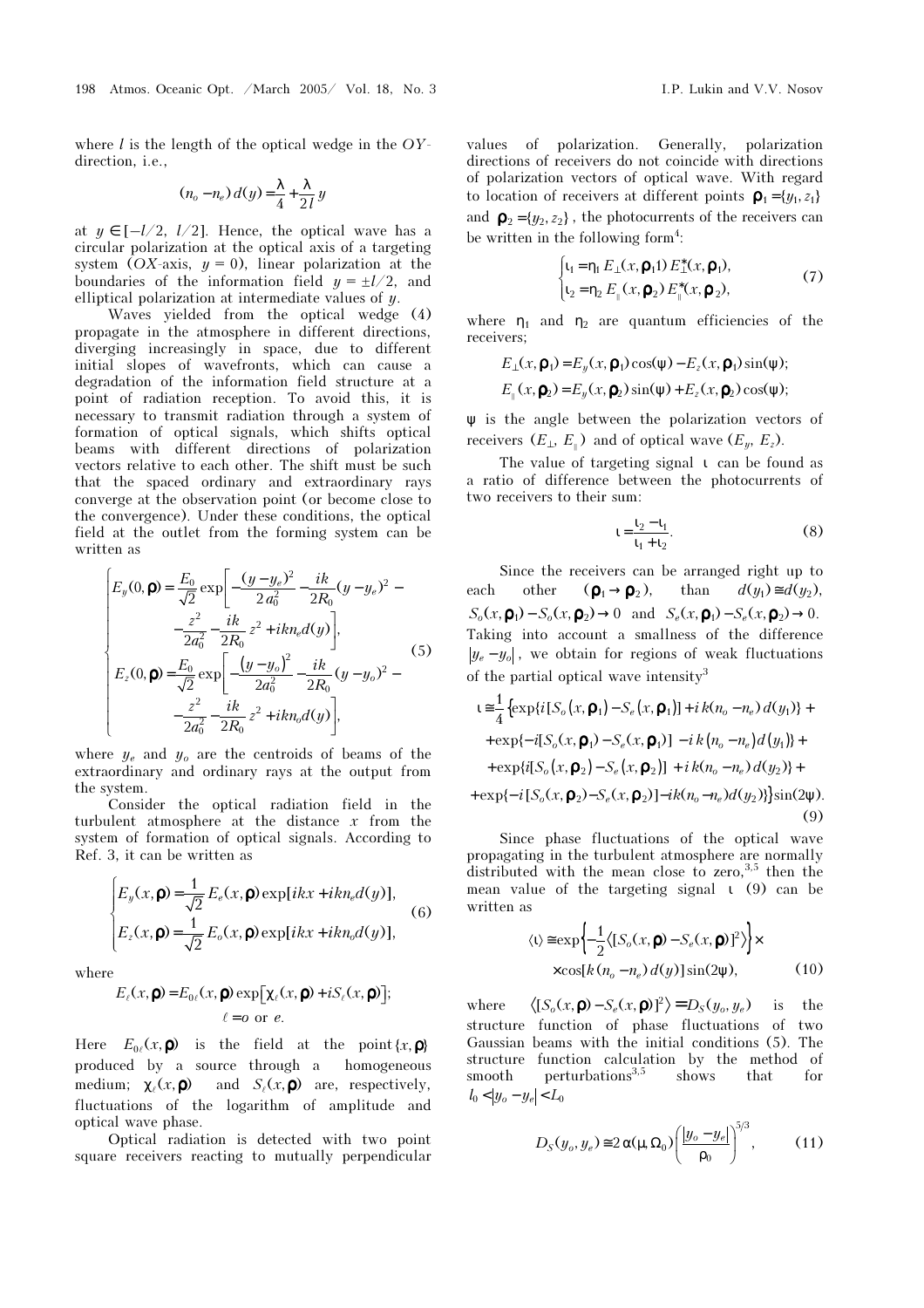where $l$ is the length of the optical wedge in the $OY$-direction, i.e.,

$$(n_o - n_e)\, d(y) = \frac{\lambda}{4} + \frac{\lambda}{2l} y$$

at $y \in [-l/2,\ l/2]$. Hence, the optical wave has a circular polarization at the optical axis of a targeting system ($OX$-axis, $y = 0$), linear polarization at the boundaries of the information field $y = \pm l/2$, and elliptical polarization at intermediate values of $y$.

Waves yielded from the optical wedge (4) propagate in the atmosphere in different directions, diverging increasingly in space, due to different initial slopes of wavefronts, which can cause a degradation of the information field structure at a point of radiation reception. To avoid this, it is necessary to transmit radiation through a system of formation of optical signals, which shifts optical beams with different directions of polarization vectors relative to each other. The shift must be such that the spaced ordinary and extraordinary rays converge at the observation point (or become close to the convergence). Under these conditions, the optical field at the outlet from the forming system can be written as

$$\begin{cases} E_y(0,\boldsymbol{\rho}) = \dfrac{E_0}{\sqrt{2}} \exp\left[ -\dfrac{(y-y_e)^2}{2a_0^2} - \dfrac{ik}{2R_0}(y-y_e)^2 - \right. \\ \left. \qquad - \dfrac{z^2}{2a_0^2} - \dfrac{ik}{2R_0} z^2 + ikn_e d(y) \right], \\ E_z(0,\boldsymbol{\rho}) = \dfrac{E_0}{\sqrt{2}} \exp\left[ -\dfrac{(y-y_o)^2}{2a_0^2} - \dfrac{ik}{2R_0}(y-y_o)^2 - \right. \\ \left. \qquad - \dfrac{z^2}{2a_0^2} - \dfrac{ik}{2R_0} z^2 + ikn_o d(y) \right], \end{cases} \tag{5}$$

where $y_e$ and $y_o$ are the centroids of beams of the extraordinary and ordinary rays at the output from the system.

Consider the optical radiation field in the turbulent atmosphere at the distance $x$ from the system of formation of optical signals. According to Ref. 3, it can be written as

$$\begin{cases} E_y(x,\boldsymbol{\rho}) = \dfrac{1}{\sqrt{2}} E_e(x,\boldsymbol{\rho}) \exp[ikx + ikn_e d(y)], \\ E_z(x,\boldsymbol{\rho}) = \dfrac{1}{\sqrt{2}} E_o(x,\boldsymbol{\rho}) \exp[ikx + ikn_o d(y)], \end{cases} \tag{6}$$

where

$$E_\ell(x,\boldsymbol{\rho}) = E_{0\ell}(x,\boldsymbol{\rho}) \exp[\chi_\ell(x,\boldsymbol{\rho}) + iS_\ell(x,\boldsymbol{\rho})];$$
$$\ell = o \text{ or } e.$$

Here $E_{0\ell}(x,\boldsymbol{\rho})$ is the field at the point $\{x,\boldsymbol{\rho}\}$ produced by a source through a homogeneous medium; $\chi_\ell(x,\boldsymbol{\rho})$ and $S_\ell(x,\boldsymbol{\rho})$ are, respectively, fluctuations of the logarithm of amplitude and optical wave phase.

Optical radiation is detected with two point square receivers reacting to mutually perpendicular values of polarization. Generally, polarization directions of receivers do not coincide with directions of polarization vectors of optical wave. With regard to location of receivers at different points $\boldsymbol{\rho}_1 = \{y_1, z_1\}$ and $\boldsymbol{\rho}_2 = \{y_2, z_2\}$, the photocurrents of the receivers can be written in the following form[4]:

$$\begin{cases} \iota_1 = \eta_1 E_\perp(x,\boldsymbol{\rho}_1) E_\perp^*(x,\boldsymbol{\rho}_1), \\ \iota_2 = \eta_2 E_\parallel(x,\boldsymbol{\rho}_2) E_\parallel^*(x,\boldsymbol{\rho}_2), \end{cases} \tag{7}$$

where $\eta_1$ and $\eta_2$ are quantum efficiencies of the receivers;

$$E_\perp(x,\boldsymbol{\rho}_1) = E_y(x,\boldsymbol{\rho}_1)\cos(\psi) - E_z(x,\boldsymbol{\rho}_1)\sin(\psi);$$
$$E_\parallel(x,\boldsymbol{\rho}_2) = E_y(x,\boldsymbol{\rho}_2)\sin(\psi) + E_z(x,\boldsymbol{\rho}_2)\cos(\psi);$$

$\psi$ is the angle between the polarization vectors of receivers ($E_\perp$, $E_\parallel$) and of optical wave ($E_y$, $E_z$).

The value of targeting signal $\iota$ can be found as a ratio of difference between the photocurrents of two receivers to their sum:

$$\iota = \frac{\iota_2 - \iota_1}{\iota_1 + \iota_2}. \tag{8}$$

Since the receivers can be arranged right up to each other ($\boldsymbol{\rho}_1 \to \boldsymbol{\rho}_2$), than $d(y_1) \cong d(y_2)$, $S_o(x,\boldsymbol{\rho}_1) - S_o(x,\boldsymbol{\rho}_2) \to 0$ and $S_e(x,\boldsymbol{\rho}_1) - S_e(x,\boldsymbol{\rho}_2) \to 0$. Taking into account a smallness of the difference $|y_e - y_o|$, we obtain for regions of weak fluctuations of the partial optical wave intensity[3]

$$\begin{aligned} \iota \cong \frac{1}{4} \{ &\exp\{i[S_o(x,\boldsymbol{\rho}_1) - S_e(x,\boldsymbol{\rho}_1)] + ik(n_o - n_e)\, d(y_1)\} + \\ &+ \exp\{-i[S_o(x,\boldsymbol{\rho}_1) - S_e(x,\boldsymbol{\rho}_1)] - ik(n_o - n_e) d(y_1)\} + \\ &+ \exp\{i[S_o(x,\boldsymbol{\rho}_2) - S_e(x,\boldsymbol{\rho}_2)] + ik(n_o - n_e)\, d(y_2)\} + \\ &+ \exp\{-i[S_o(x,\boldsymbol{\rho}_2) - S_e(x,\boldsymbol{\rho}_2)] - ik(n_o - n_e) d(y_2)\} \} \sin(2\psi). \end{aligned} \tag{9}$$

Since phase fluctuations of the optical wave propagating in the turbulent atmosphere are normally distributed with the mean close to zero,[3,5] then the mean value of the targeting signal $\iota$ (9) can be written as

$$\langle \iota \rangle \cong \exp\left\{ -\frac{1}{2} \langle [S_o(x,\boldsymbol{\rho}) - S_e(x,\boldsymbol{\rho})]^2 \rangle \right\} \times$$
$$\times \cos[k(n_o - n_e)\, d(y)] \sin(2\psi), \tag{10}$$

where $\langle [S_o(x,\boldsymbol{\rho}) - S_e(x,\boldsymbol{\rho})]^2 \rangle = D_S(y_o, y_e)$ is the structure function of phase fluctuations of two Gaussian beams with the initial conditions (5). The structure function calculation by the method of smooth perturbations[3,5] shows that for $l_0 < |y_o - y_e| < L_0$

$$D_S(y_o, y_e) \cong 2\,\alpha(\mu, \Omega_0) \left( \frac{|y_o - y_e|}{\rho_0} \right)^{5/3}, \tag{11}$$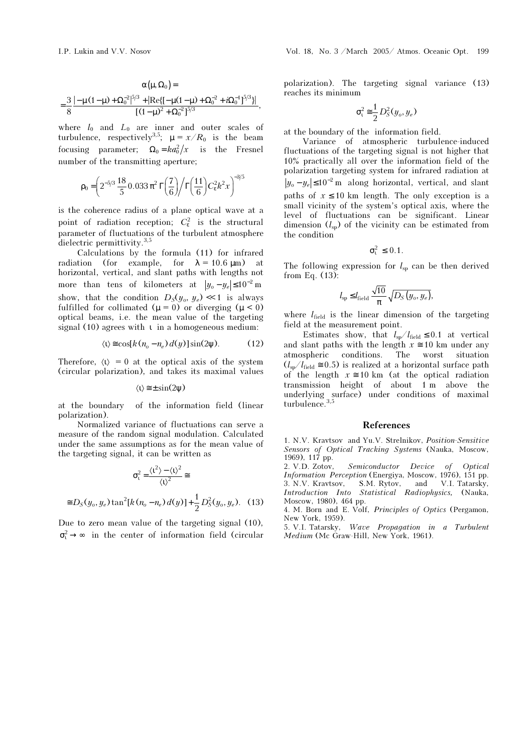$$\alpha(\mu, \Omega_0) =$$

$$= \frac{3}{8} \frac{|-\mu(1-\mu) + \Omega_0^{-2}|^{5/3} + |\mathrm{Re}\{[-\mu(1-\mu) + \Omega_0^{-2} + i\Omega_0^{-1}]^{5/3}\}|}{[(1-\mu)^2 + \Omega_0^{-2}]^{5/3}},$$

where $l_0$ and $L_0$ are inner and outer scales of turbulence, respectively[3,5]; $\mu = x/R_0$ is the beam focusing parameter; $\Omega_0 = ka_0^2/x$ is the Fresnel number of the transmitting aperture;

$$\rho_0 = \left(2^{-5/3}\frac{18}{5}0.033\,\pi^2\,\Gamma\!\left(\frac{7}{6}\right)\Big/\Gamma\!\left(\frac{11}{6}\right)C_\varepsilon^2 k^2 x\right)^{-3/5}$$

is the coherence radius of a plane optical wave at a point of radiation reception; $C_\varepsilon^2$ is the structural parameter of fluctuations of the turbulent atmosphere dielectric permittivity.[3,5]

Calculations by the formula (11) for infrared radiation (for example, for $\lambda = 10.6$ μm) at horizontal, vertical, and slant paths with lengths not more than tens of kilometers at $|y_o - y_e| \leq 10^{-2}$ m show, that the condition $D_S(y_o, y_e) \ll 1$ is always fulfilled for collimated ($\mu = 0$) or diverging ($\mu < 0$) optical beams, i.e. the mean value of the targeting signal (10) agrees with $\iota$ in a homogeneous medium:

$$\langle\iota\rangle \cong \cos[k(n_o - n_e)\,d(y)]\sin(2\psi). \tag{12}$$

Therefore, $\langle\iota\rangle = 0$ at the optical axis of the system (circular polarization), and takes its maximal values

$$\langle\iota\rangle \cong \pm\sin(2\psi)$$

at the boundary of the information field (linear polarization).

Normalized variance of fluctuations can serve a measure of the random signal modulation. Calculated under the same assumptions as for the mean value of the targeting signal, it can be written as

$$\sigma_\iota^2 = \frac{\langle\iota^2\rangle - \langle\iota\rangle^2}{\langle\iota\rangle^2} \cong$$

$$\cong D_S(y_o, y_e)\tan^2[k(n_o - n_e)\,d(y)] + \frac{1}{2}D_S^2(y_o, y_e). \tag{13}$$

Due to zero mean value of the targeting signal (10), $\sigma_\iota^2 \to \infty$ in the center of information field (circular polarization). The targeting signal variance (13) reaches its minimum

$$\sigma_\iota^2 \cong \frac{1}{2}D_S^2(y_o, y_e)$$

at the boundary of the information field.

Variance of atmospheric turbulence-induced fluctuations of the targeting signal is not higher that 10% practically all over the information field of the polarization targeting system for infrared radiation at $|y_o - y_e| \leq 10^{-2}$ m along horizontal, vertical, and slant paths of $x \leq 10$ km length. The only exception is a small vicinity of the system's optical axis, where the level of fluctuations can be significant. Linear dimension ($l_{\text{sp}}$) of the vicinity can be estimated from the condition

$$\sigma_\iota^2 \leq 0.1.$$

The following expression for $l_{\text{sp}}$ can be then derived from Eq. (13):

$$l_{\text{sp}} \leq l_{\text{field}}\,\frac{\sqrt{10}}{\pi}\,\sqrt{D_S(y_o, y_e)},$$

where $l_{\text{field}}$ is the linear dimension of the targeting field at the measurement point.

Estimates show, that $l_{\text{sp}}/l_{\text{field}} \leq 0.1$ at vertical and slant paths with the length $x \cong 10$ km under any atmospheric conditions. The worst situation ($l_{\text{sp}}/l_{\text{field}} \cong 0.5$) is realized at a horizontal surface path of the length $x \cong 10$ km (at the optical radiation transmission height of about 1 m above the underlying surface) under conditions of maximal turbulence.[3,5]

## References

1. N.V. Kravtsov and Yu.V. Strelnikov, *Position-Sensitive Sensors of Optical Tracking Systems* (Nauka, Moscow, 1969), 117 pp.
2. V.D. Zotov, *Semiconductor Device of Optical Information Perception* (Energiya, Moscow, 1976), 151 pp.
3. N.V. Kravtsov, S.M. Rytov, and V.I. Tatarsky, *Introduction Into Statistical Radiophysics,* (Nauka, Moscow, 1980), 464 pp.
4. M. Born and E. Volf, *Principles of Optics* (Pergamon, New York, 1959).
5. V.I. Tatarsky, *Wave Propagation in a Turbulent Medium* (Mc Graw-Hill, New York, 1961).